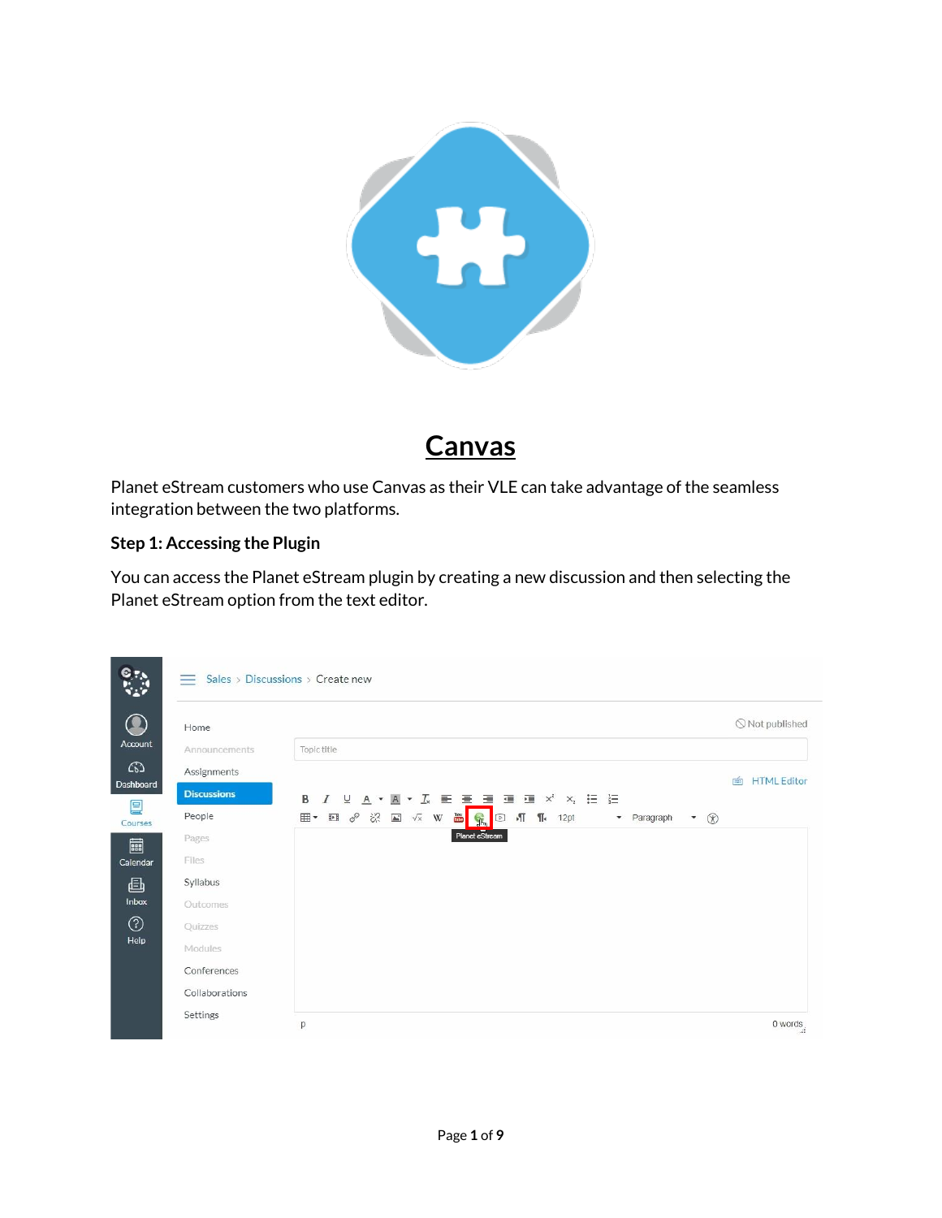# Canvas

Planet eStream customers who use Canvas as their VLE can take advantage of the seamless integration between the two platforms.

### Step 1: Accessing the Plugin

You can access the Planet eStream plugin by creating a new discussion and then selecting the Planet eStream option from the text editor.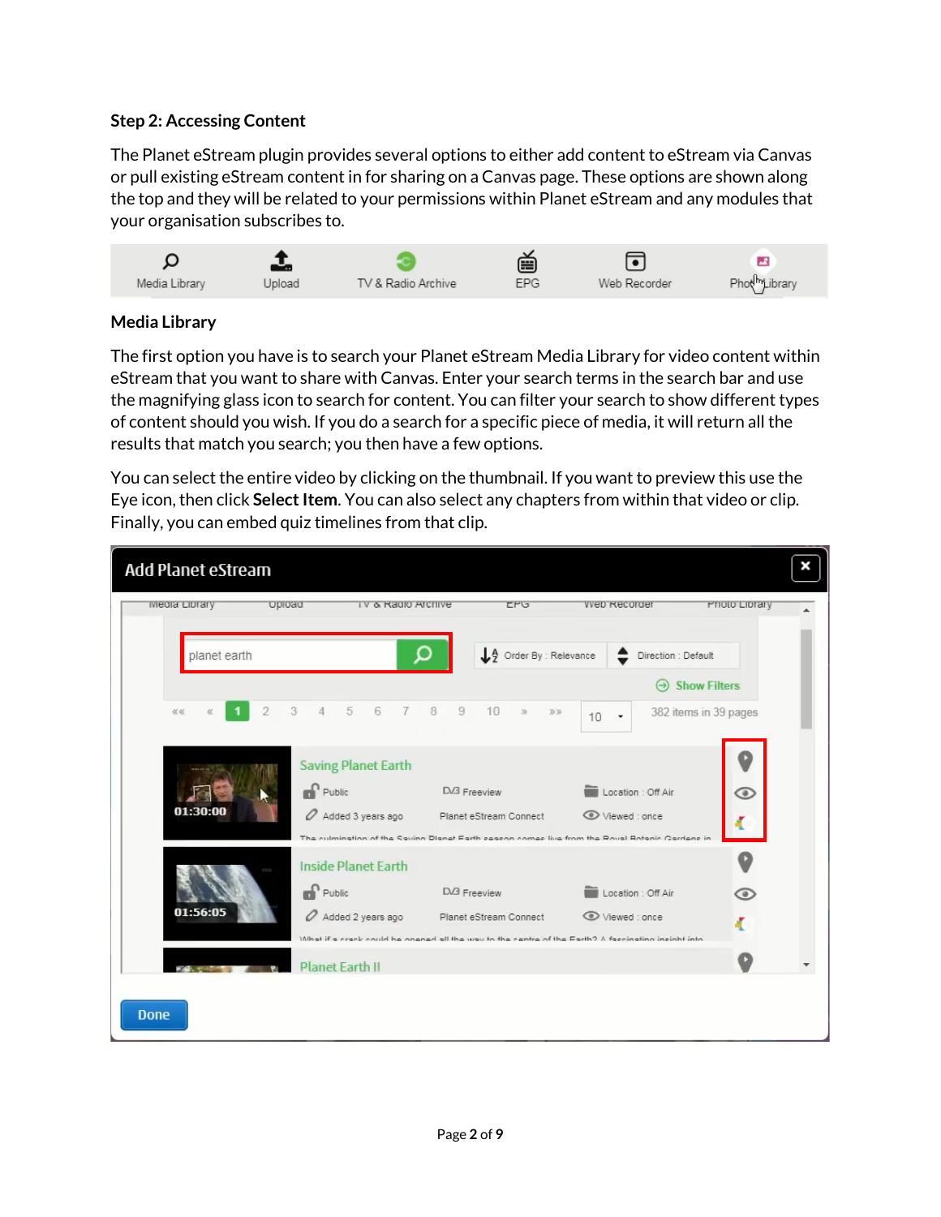### Step 2: Accessing Content

The Planet eStream plugin provides several options to either add content to eStream via Canvas or pull existing eStream content in for sharing on a Canvas page. These options are shown along the top and they will be related to your permissions within Planet eStream and any modules that your organisation subscribes to.

### Media Library

The first option you have is to search your Planet eStream Media Library for video content within eStream that you want to share with Canvas. Enter your search terms in the search bar and use the magnifying glass icon to search for content. You can filter your search to show different types of content should you wish. If you do a search for a specific piece of media, it will return all the results that match you search; you then have a few options.

You can select the entire video by clicking on the thumbnail. If you want to preview this use the Eye icon, then click **Select Item**. You can also select any chapters from within that video or clip. Finally, you can embed quiz timelines from that clip.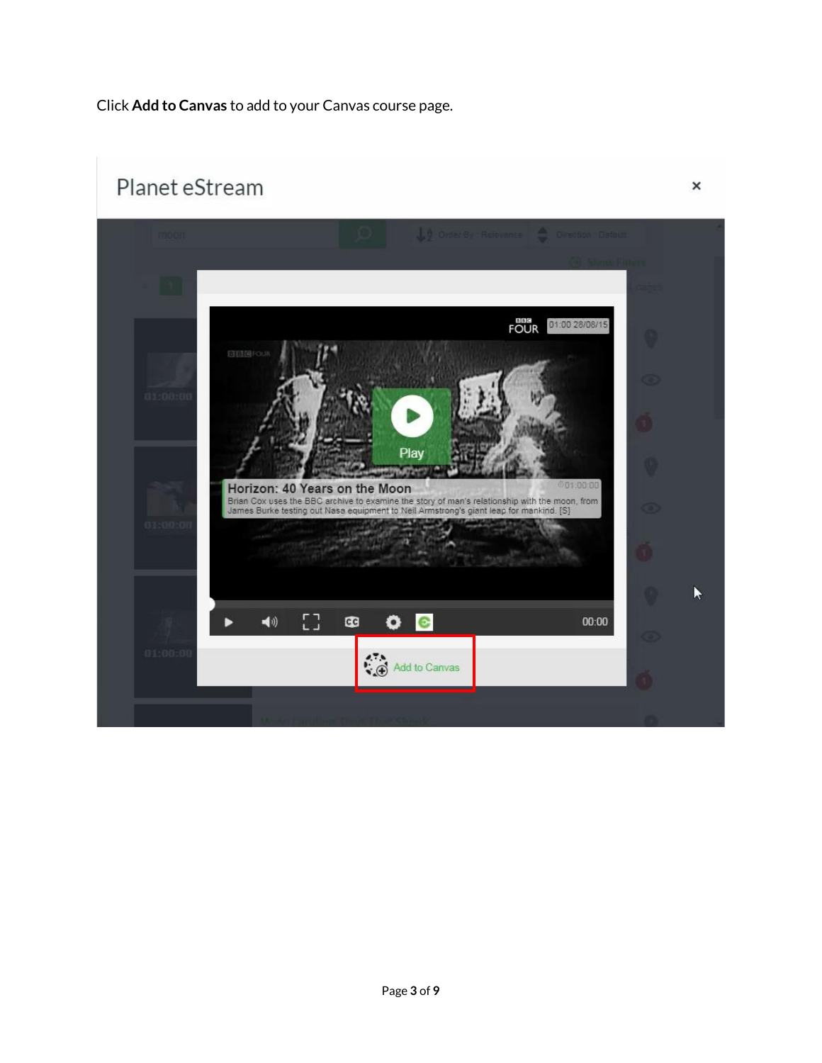Click **Add to Canvas** to add to your Canvas course page.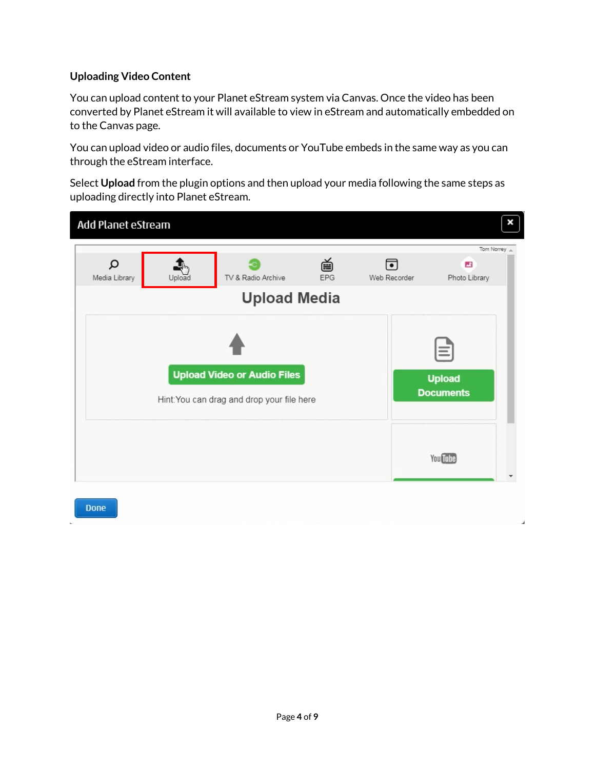**Uploading Video Content**

You can upload content to your Planet eStream system via Canvas. Once the video has been converted by Planet eStream it will available to view in eStream and automatically embedded on to the Canvas page.

You can upload video or audio files, documents or YouTube embeds in the same way as you can through the eStream interface.

Select **Upload** from the plugin options and then upload your media following the same steps as uploading directly into Planet eStream.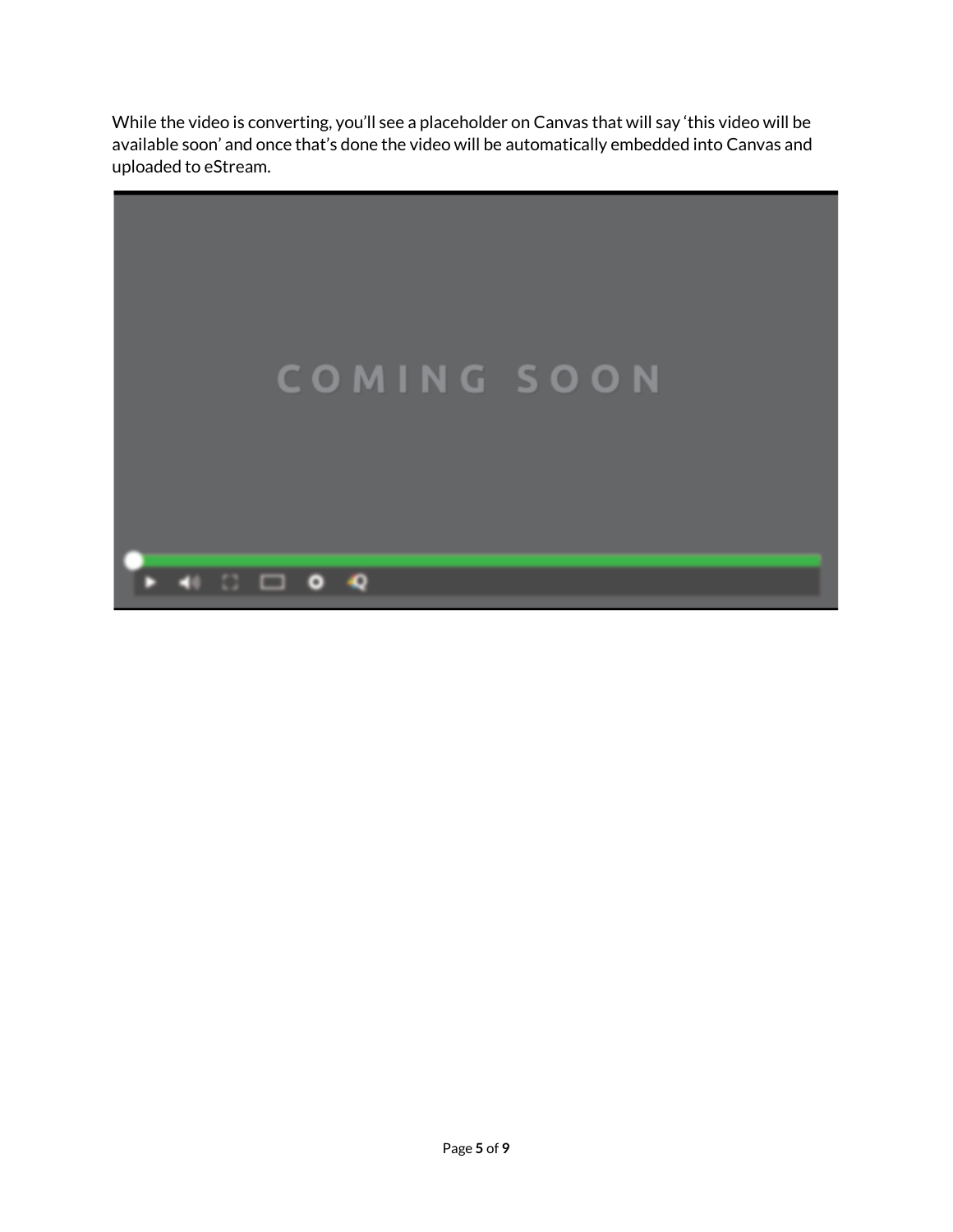While the video is converting, you'll see a placeholder on Canvas that will say 'this video will be available soon' and once that's done the video will be automatically embedded into Canvas and uploaded to eStream.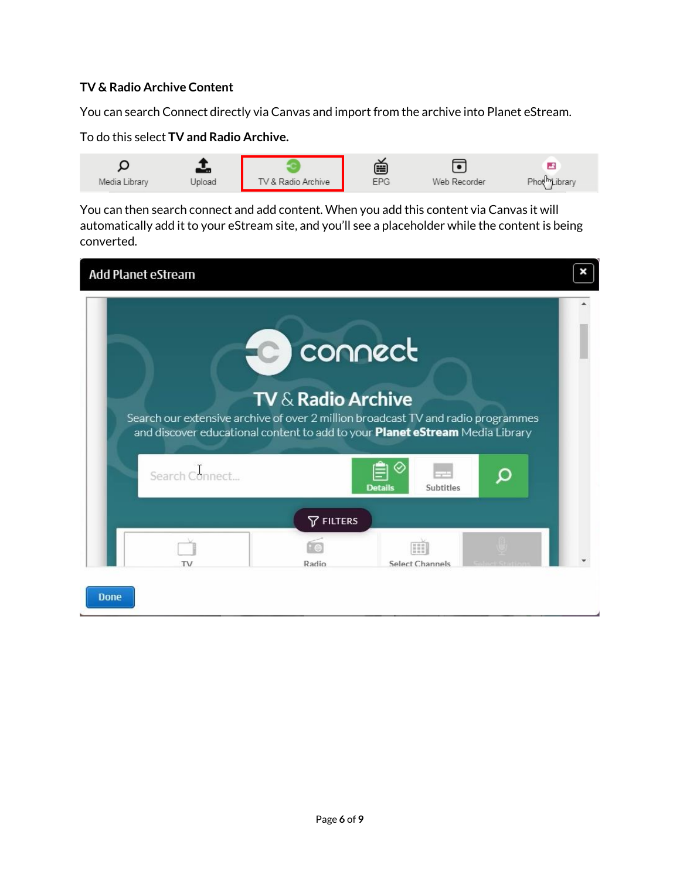### TV & Radio Archive Content

You can search Connect directly via Canvas and import from the archive into Planet eStream.

To do this select **TV and Radio Archive.**

You can then search connect and add content. When you add this content via Canvas it will automatically add it to your eStream site, and you'll see a placeholder while the content is being converted.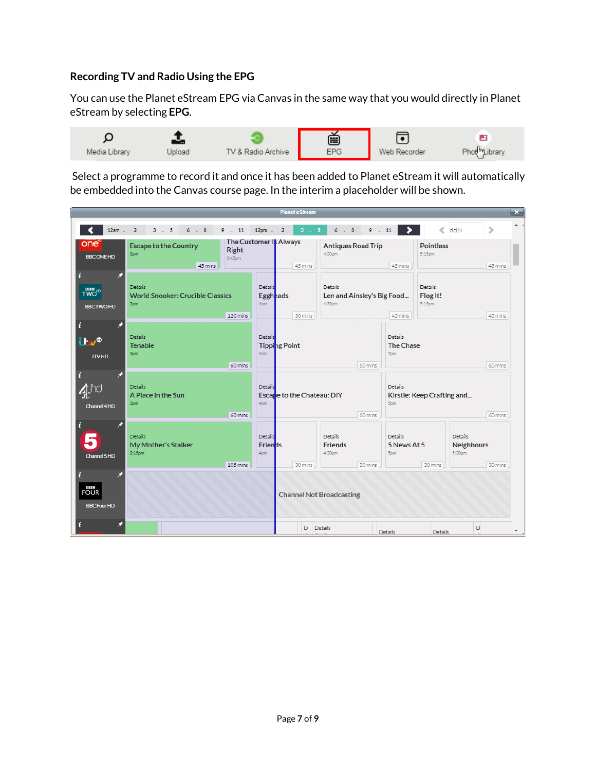## Recording TV and Radio Using the EPG

You can use the Planet eStream EPG via Canvas in the same way that you would directly in Planet eStream by selecting **EPG**.

Select a programme to record it and once it has been added to Planet eStream it will automatically be embedded into the Canvas course page. In the interim a placeholder will be shown.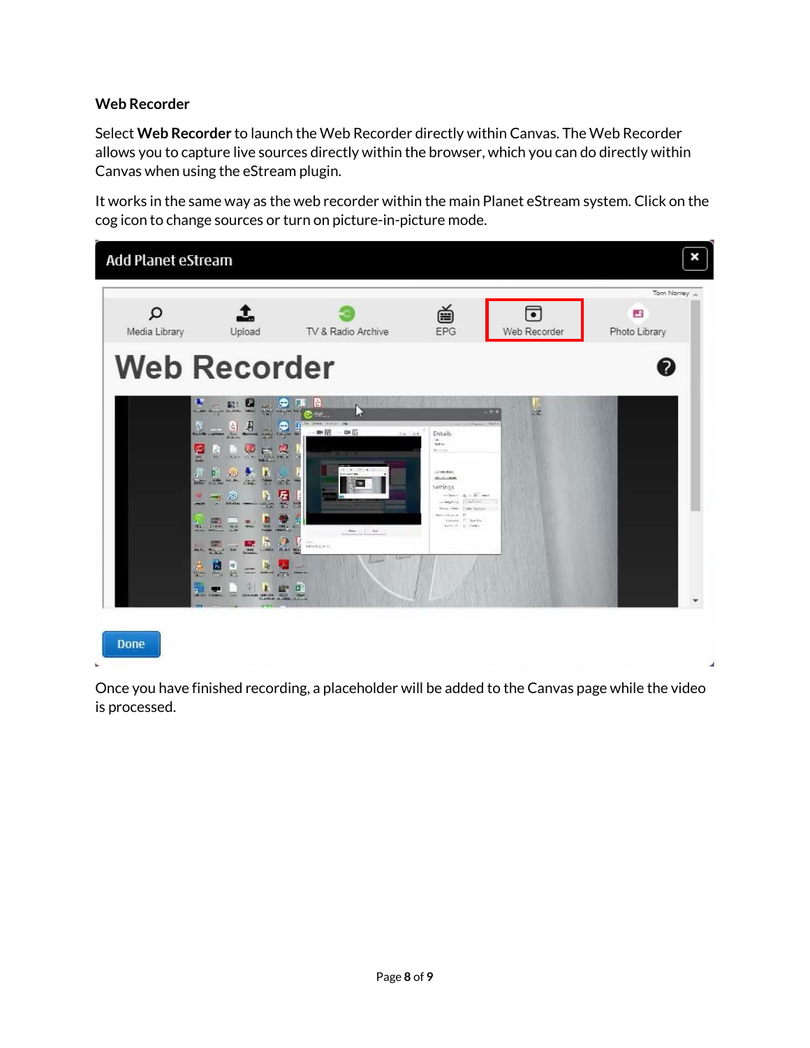**Web Recorder**

Select **Web Recorder** to launch the Web Recorder directly within Canvas. The Web Recorder allows you to capture live sources directly within the browser, which you can do directly within Canvas when using the eStream plugin.

It works in the same way as the web recorder within the main Planet eStream system. Click on the cog icon to change sources or turn on picture-in-picture mode.

Once you have finished recording, a placeholder will be added to the Canvas page while the video is processed.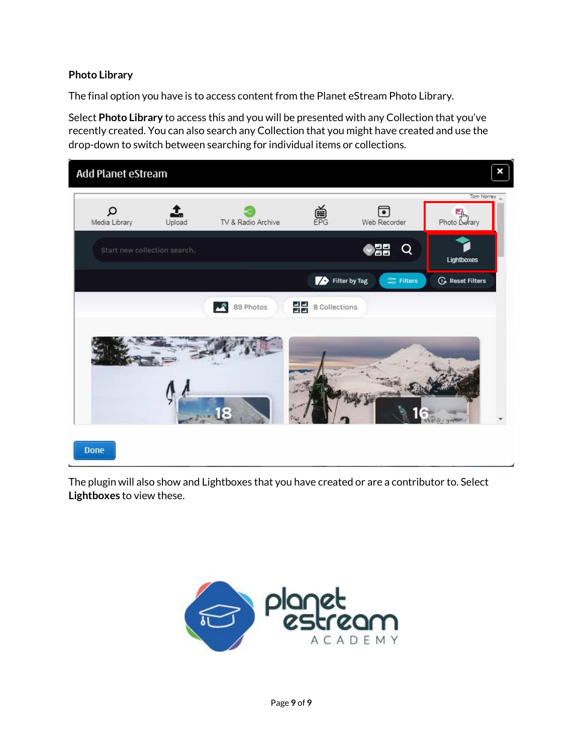**Photo Library**

The final option you have is to access content from the Planet eStream Photo Library.

Select **Photo Library** to access this and you will be presented with any Collection that you've recently created. You can also search any Collection that you might have created and use the drop-down to switch between searching for individual items or collections.

The plugin will also show and Lightboxes that you have created or are a contributor to. Select **Lightboxes** to view these.